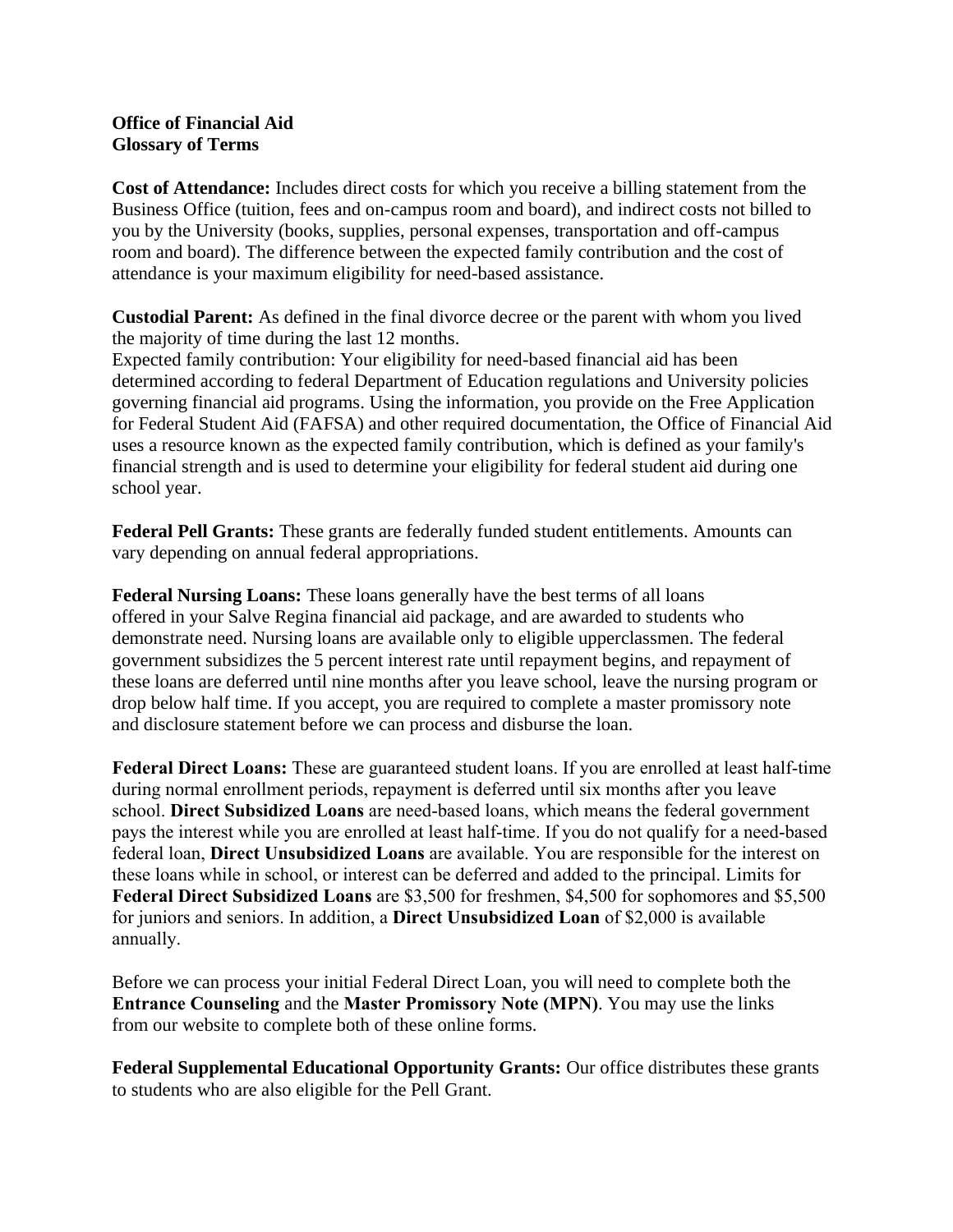**Office of Financial Aid**
**Glossary of Terms**

**Cost of Attendance:** Includes direct costs for which you receive a billing statement from the Business Office (tuition, fees and on-campus room and board), and indirect costs not billed to you by the University (books, supplies, personal expenses, transportation and off-campus room and board). The difference between the expected family contribution and the cost of attendance is your maximum eligibility for need-based assistance.

**Custodial Parent:** As defined in the final divorce decree or the parent with whom you lived the majority of time during the last 12 months.
Expected family contribution: Your eligibility for need-based financial aid has been determined according to federal Department of Education regulations and University policies governing financial aid programs. Using the information, you provide on the Free Application for Federal Student Aid (FAFSA) and other required documentation, the Office of Financial Aid uses a resource known as the expected family contribution, which is defined as your family's financial strength and is used to determine your eligibility for federal student aid during one school year.

**Federal Pell Grants:** These grants are federally funded student entitlements. Amounts can vary depending on annual federal appropriations.

**Federal Nursing Loans:** These loans generally have the best terms of all loans offered in your Salve Regina financial aid package, and are awarded to students who demonstrate need. Nursing loans are available only to eligible upperclassmen. The federal government subsidizes the 5 percent interest rate until repayment begins, and repayment of these loans are deferred until nine months after you leave school, leave the nursing program or drop below half time. If you accept, you are required to complete a master promissory note and disclosure statement before we can process and disburse the loan.

**Federal Direct Loans:** These are guaranteed student loans. If you are enrolled at least half-time during normal enrollment periods, repayment is deferred until six months after you leave school. **Direct Subsidized Loans** are need-based loans, which means the federal government pays the interest while you are enrolled at least half-time. If you do not qualify for a need-based federal loan, **Direct Unsubsidized Loans** are available. You are responsible for the interest on these loans while in school, or interest can be deferred and added to the principal. Limits for **Federal Direct Subsidized Loans** are $3,500 for freshmen, $4,500 for sophomores and $5,500 for juniors and seniors. In addition, a **Direct Unsubsidized Loan** of $2,000 is available annually.

Before we can process your initial Federal Direct Loan, you will need to complete both the **Entrance Counseling** and the **Master Promissory Note (MPN)**. You may use the links from our website to complete both of these online forms.

**Federal Supplemental Educational Opportunity Grants:** Our office distributes these grants to students who are also eligible for the Pell Grant.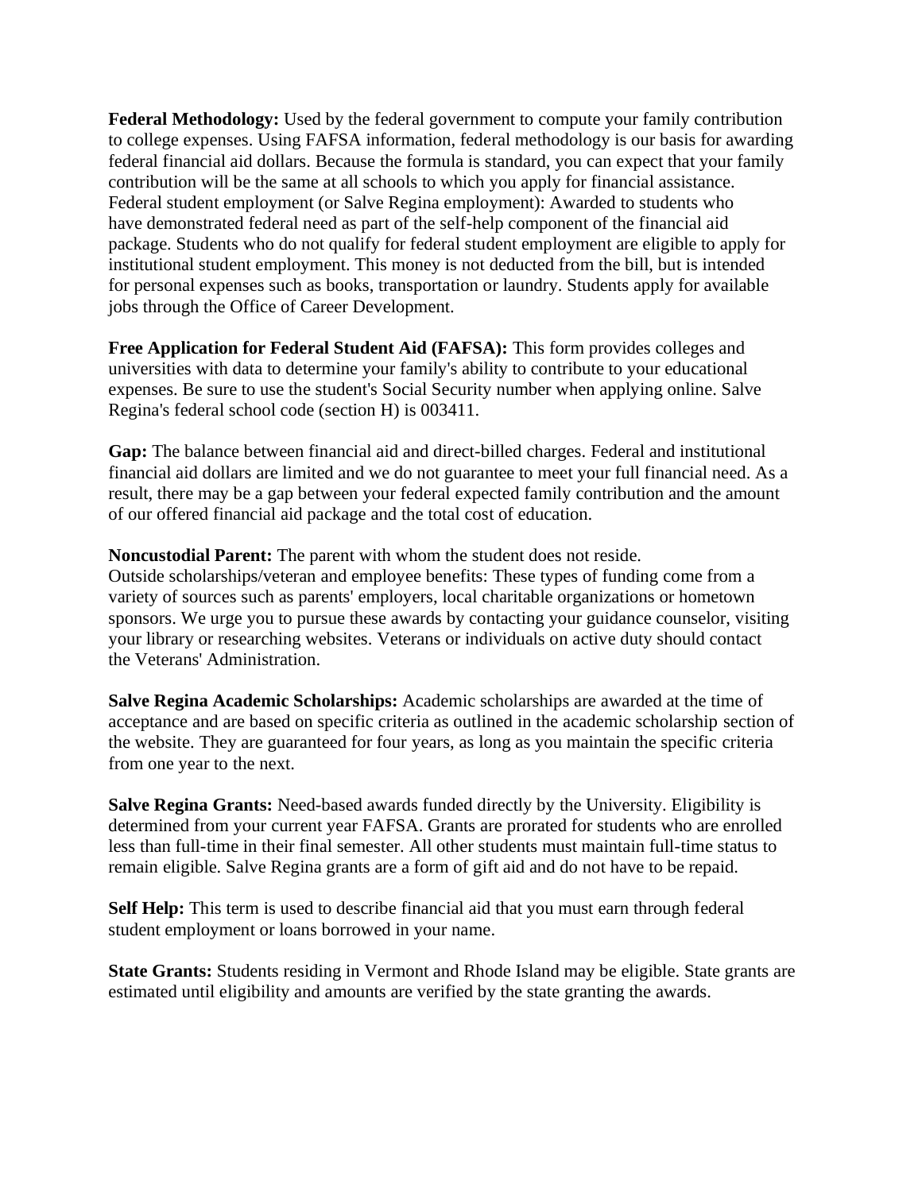**Federal Methodology:** Used by the federal government to compute your family contribution to college expenses. Using FAFSA information, federal methodology is our basis for awarding federal financial aid dollars. Because the formula is standard, you can expect that your family contribution will be the same at all schools to which you apply for financial assistance.
Federal student employment (or Salve Regina employment): Awarded to students who have demonstrated federal need as part of the self-help component of the financial aid package. Students who do not qualify for federal student employment are eligible to apply for institutional student employment. This money is not deducted from the bill, but is intended for personal expenses such as books, transportation or laundry. Students apply for available jobs through the Office of Career Development.

**Free Application for Federal Student Aid (FAFSA):** This form provides colleges and universities with data to determine your family's ability to contribute to your educational expenses. Be sure to use the student's Social Security number when applying online. Salve Regina's federal school code (section H) is 003411.

**Gap:** The balance between financial aid and direct-billed charges. Federal and institutional financial aid dollars are limited and we do not guarantee to meet your full financial need. As a result, there may be a gap between your federal expected family contribution and the amount of our offered financial aid package and the total cost of education.

**Noncustodial Parent:** The parent with whom the student does not reside.
Outside scholarships/veteran and employee benefits: These types of funding come from a variety of sources such as parents' employers, local charitable organizations or hometown sponsors. We urge you to pursue these awards by contacting your guidance counselor, visiting your library or researching websites. Veterans or individuals on active duty should contact the Veterans' Administration.

**Salve Regina Academic Scholarships:** Academic scholarships are awarded at the time of acceptance and are based on specific criteria as outlined in the academic scholarship section of the website. They are guaranteed for four years, as long as you maintain the specific criteria from one year to the next.

**Salve Regina Grants:** Need-based awards funded directly by the University. Eligibility is determined from your current year FAFSA. Grants are prorated for students who are enrolled less than full-time in their final semester. All other students must maintain full-time status to remain eligible. Salve Regina grants are a form of gift aid and do not have to be repaid.

**Self Help:** This term is used to describe financial aid that you must earn through federal student employment or loans borrowed in your name.

**State Grants:** Students residing in Vermont and Rhode Island may be eligible. State grants are estimated until eligibility and amounts are verified by the state granting the awards.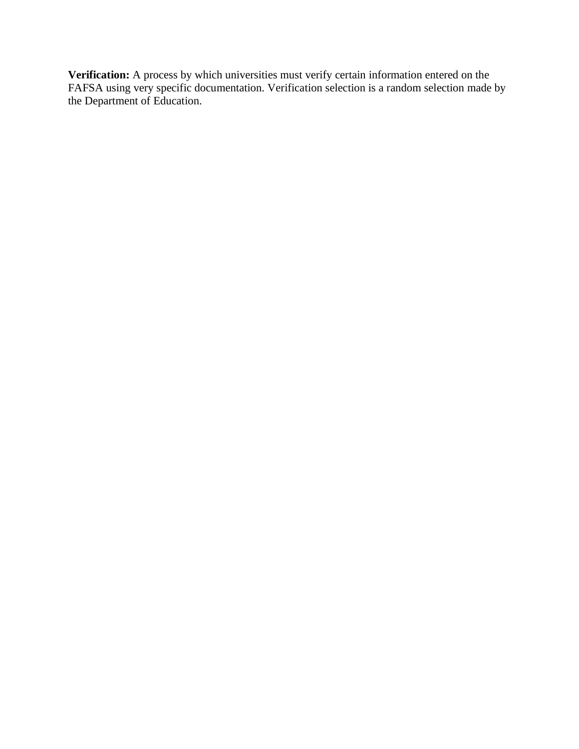**Verification:** A process by which universities must verify certain information entered on the FAFSA using very specific documentation. Verification selection is a random selection made by the Department of Education.